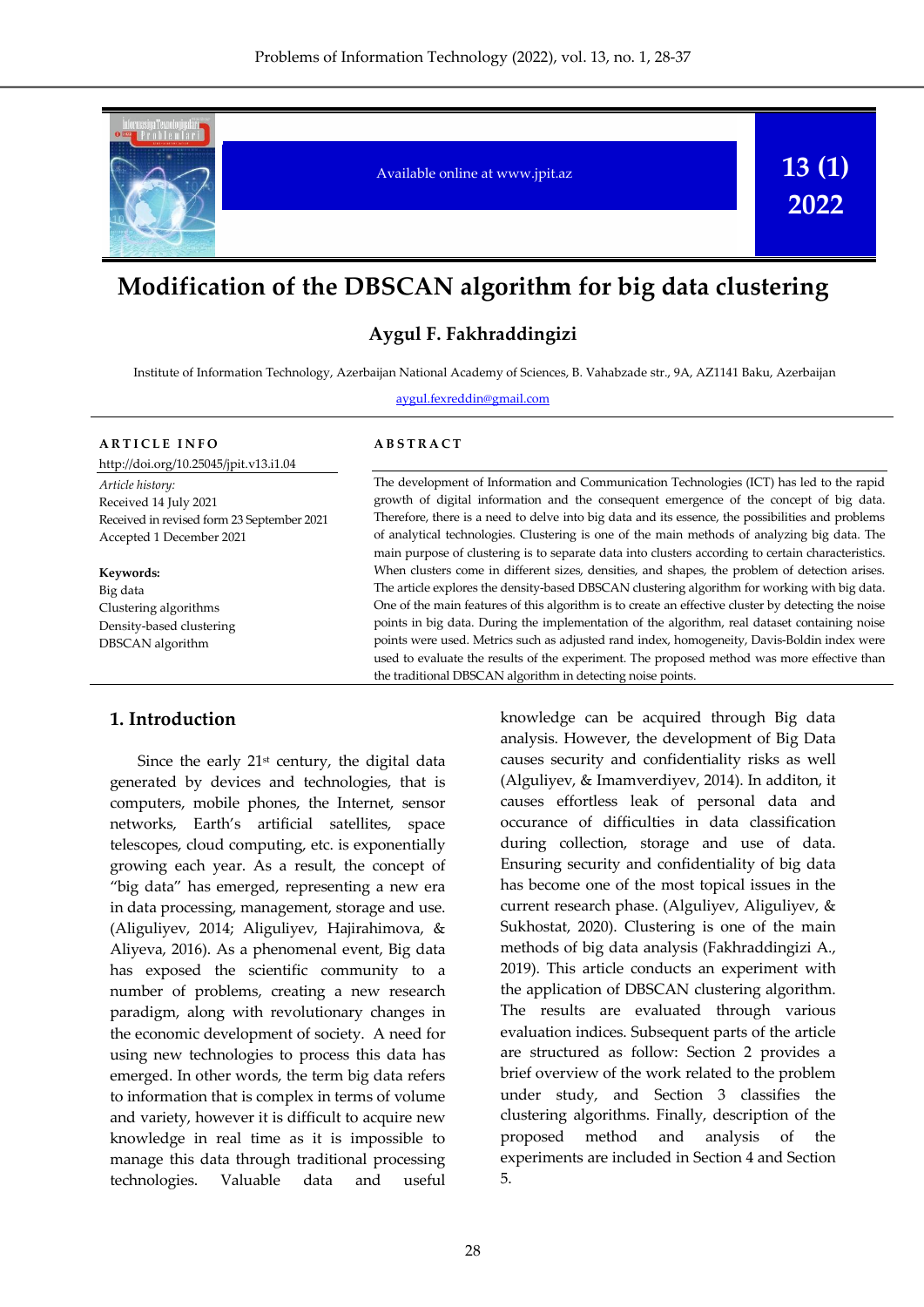Available online at www.jpit.az

13 (1) 2022

# Modification of the DBSCAN algorithm for big data clustering

**Aygul F. Fakhraddingizi**

Institute of Information Technology, Azerbaijan National Academy of Sciences, B. Vahabzade str., 9A, AZ1141 Baku, Azerbaijan

aygul.fexreddin@gmail.com

**ARTICLE INFO**

http://doi.org/10.25045/jpit.v13.i1.04

*Article history:*
Received 14 July 2021
Received in revised form 23 September 2021
Accepted 1 December 2021

**Keywords:**
Big data
Clustering algorithms
Density-based clustering
DBSCAN algorithm

**ABSTRACT**

The development of Information and Communication Technologies (ICT) has led to the rapid growth of digital information and the consequent emergence of the concept of big data. Therefore, there is a need to delve into big data and its essence, the possibilities and problems of analytical technologies. Clustering is one of the main methods of analyzing big data. The main purpose of clustering is to separate data into clusters according to certain characteristics. When clusters come in different sizes, densities, and shapes, the problem of detection arises. The article explores the density-based DBSCAN clustering algorithm for working with big data. One of the main features of this algorithm is to create an effective cluster by detecting the noise points in big data. During the implementation of the algorithm, real dataset containing noise points were used. Metrics such as adjusted rand index, homogeneity, Davis-Boldin index were used to evaluate the results of the experiment. The proposed method was more effective than the traditional DBSCAN algorithm in detecting noise points.

## 1. Introduction

Since the early 21st century, the digital data generated by devices and technologies, that is computers, mobile phones, the Internet, sensor networks, Earth's artificial satellites, space telescopes, cloud computing, etc. is exponentially growing each year. As a result, the concept of "big data" has emerged, representing a new era in data processing, management, storage and use. (Aliguliyev, 2014; Aliguliyev, Hajirahimova, & Aliyeva, 2016). As a phenomenal event, Big data has exposed the scientific community to a number of problems, creating a new research paradigm, along with revolutionary changes in the economic development of society. A need for using new technologies to process this data has emerged. In other words, the term big data refers to information that is complex in terms of volume and variety, however it is difficult to acquire new knowledge in real time as it is impossible to manage this data through traditional processing technologies. Valuable data and useful knowledge can be acquired through Big data analysis. However, the development of Big Data causes security and confidentiality risks as well (Alguliyev, & Imamverdiyev, 2014). In additon, it causes effortless leak of personal data and occurance of difficulties in data classification during collection, storage and use of data. Ensuring security and confidentiality of big data has become one of the most topical issues in the current research phase. (Alguliyev, Aliguliyev, & Sukhostat, 2020). Clustering is one of the main methods of big data analysis (Fakhraddingizi A., 2019). This article conducts an experiment with the application of DBSCAN clustering algorithm. The results are evaluated through various evaluation indices. Subsequent parts of the article are structured as follow: Section 2 provides a brief overview of the work related to the problem under study, and Section 3 classifies the clustering algorithms. Finally, description of the proposed method and analysis of the experiments are included in Section 4 and Section 5.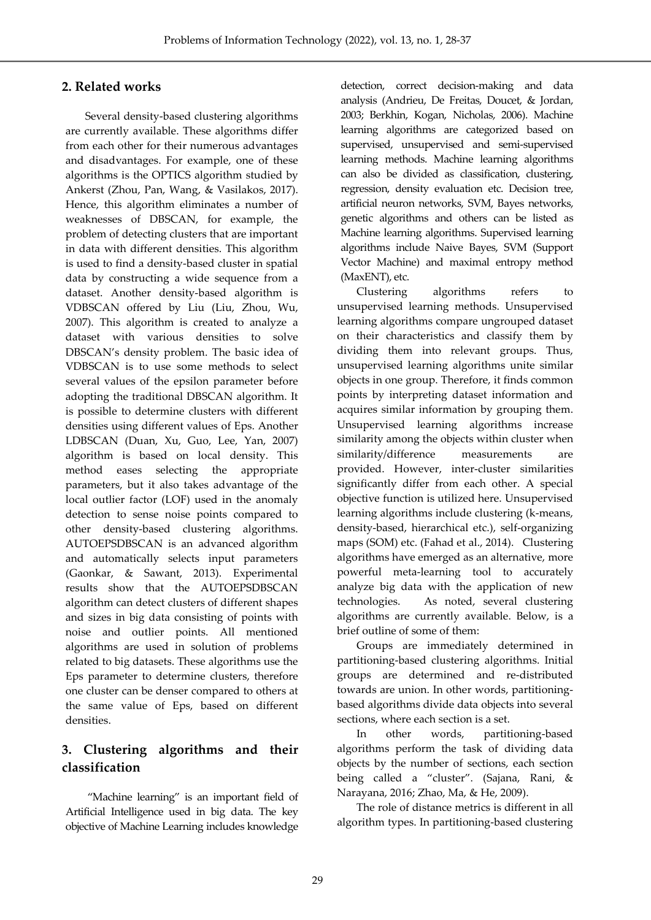## 2. Related works

Several density-based clustering algorithms are currently available. These algorithms differ from each other for their numerous advantages and disadvantages. For example, one of these algorithms is the OPTICS algorithm studied by Ankerst (Zhou, Pan, Wang, & Vasilakos, 2017). Hence, this algorithm eliminates a number of weaknesses of DBSCAN, for example, the problem of detecting clusters that are important in data with different densities. This algorithm is used to find a density-based cluster in spatial data by constructing a wide sequence from a dataset. Another density-based algorithm is VDBSCAN offered by Liu (Liu, Zhou, Wu, 2007). This algorithm is created to analyze a dataset with various densities to solve DBSCAN's density problem. The basic idea of VDBSCAN is to use some methods to select several values of the epsilon parameter before adopting the traditional DBSCAN algorithm. It is possible to determine clusters with different densities using different values of Eps. Another LDBSCAN (Duan, Xu, Guo, Lee, Yan, 2007) algorithm is based on local density. This method eases selecting the appropriate parameters, but it also takes advantage of the local outlier factor (LOF) used in the anomaly detection to sense noise points compared to other density-based clustering algorithms. AUTOEPSDBSCAN is an advanced algorithm and automatically selects input parameters (Gaonkar, & Sawant, 2013). Experimental results show that the AUTOEPSDBSCAN algorithm can detect clusters of different shapes and sizes in big data consisting of points with noise and outlier points. All mentioned algorithms are used in solution of problems related to big datasets. These algorithms use the Eps parameter to determine clusters, therefore one cluster can be denser compared to others at the same value of Eps, based on different densities.

## 3. Clustering algorithms and their classification

"Machine learning" is an important field of Artificial Intelligence used in big data. The key objective of Machine Learning includes knowledge detection, correct decision-making and data analysis (Andrieu, De Freitas, Doucet, & Jordan, 2003; Berkhin, Kogan, Nicholas, 2006). Machine learning algorithms are categorized based on supervised, unsupervised and semi-supervised learning methods. Machine learning algorithms can also be divided as classification, clustering, regression, density evaluation etc. Decision tree, artificial neuron networks, SVM, Bayes networks, genetic algorithms and others can be listed as Machine learning algorithms. Supervised learning algorithms include Naive Bayes, SVM (Support Vector Machine) and maximal entropy method (MaxENT), etc.

Clustering algorithms refers to unsupervised learning methods. Unsupervised learning algorithms compare ungrouped dataset on their characteristics and classify them by dividing them into relevant groups. Thus, unsupervised learning algorithms unite similar objects in one group. Therefore, it finds common points by interpreting dataset information and acquires similar information by grouping them. Unsupervised learning algorithms increase similarity among the objects within cluster when similarity/difference measurements are provided. However, inter-cluster similarities significantly differ from each other. A special objective function is utilized here. Unsupervised learning algorithms include clustering (k-means, density-based, hierarchical etc.), self-organizing maps (SOM) etc. (Fahad et al., 2014). Clustering algorithms have emerged as an alternative, more powerful meta-learning tool to accurately analyze big data with the application of new technologies. As noted, several clustering algorithms are currently available. Below, is a brief outline of some of them:

Groups are immediately determined in partitioning-based clustering algorithms. Initial groups are determined and re-distributed towards are union. In other words, partitioning-based algorithms divide data objects into several sections, where each section is a set.

In other words, partitioning-based algorithms perform the task of dividing data objects by the number of sections, each section being called a "cluster". (Sajana, Rani, & Narayana, 2016; Zhao, Ma, & He, 2009).

The role of distance metrics is different in all algorithm types. In partitioning-based clustering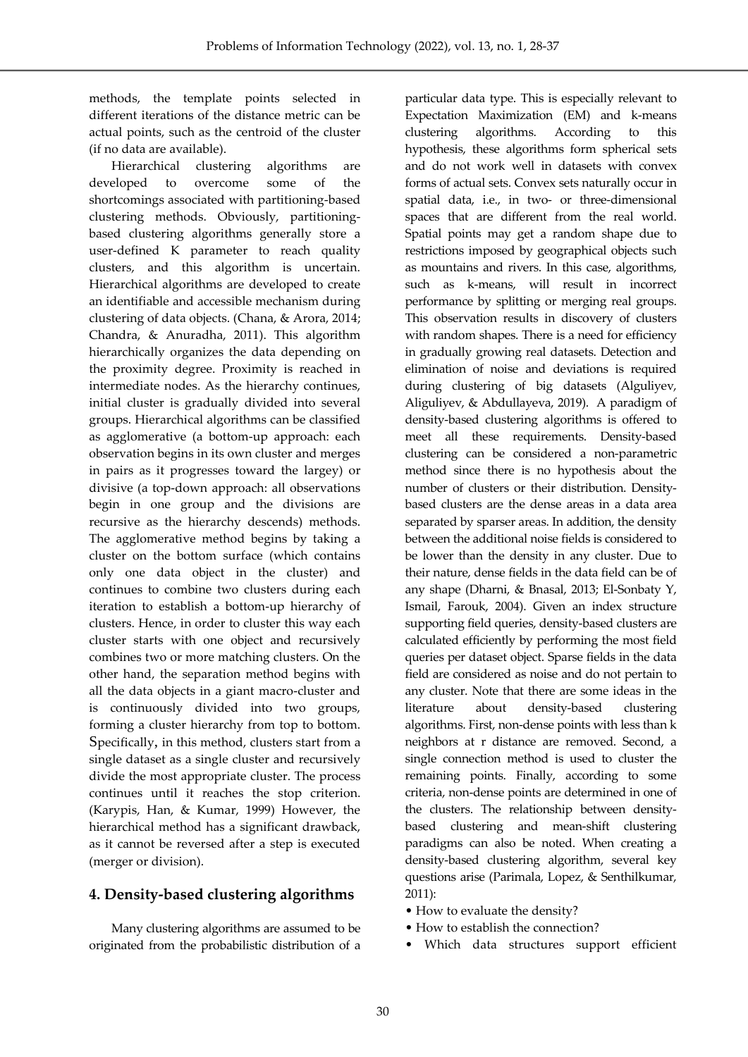methods, the template points selected in different iterations of the distance metric can be actual points, such as the centroid of the cluster (if no data are available).

Hierarchical clustering algorithms are developed to overcome some of the shortcomings associated with partitioning-based clustering methods. Obviously, partitioning-based clustering algorithms generally store a user-defined K parameter to reach quality clusters, and this algorithm is uncertain. Hierarchical algorithms are developed to create an identifiable and accessible mechanism during clustering of data objects. (Chana, & Arora, 2014; Chandra, & Anuradha, 2011). This algorithm hierarchically organizes the data depending on the proximity degree. Proximity is reached in intermediate nodes. As the hierarchy continues, initial cluster is gradually divided into several groups. Hierarchical algorithms can be classified as agglomerative (a bottom-up approach: each observation begins in its own cluster and merges in pairs as it progresses toward the largey) or divisive (a top-down approach: all observations begin in one group and the divisions are recursive as the hierarchy descends) methods. The agglomerative method begins by taking a cluster on the bottom surface (which contains only one data object in the cluster) and continues to combine two clusters during each iteration to establish a bottom-up hierarchy of clusters. Hence, in order to cluster this way each cluster starts with one object and recursively combines two or more matching clusters. On the other hand, the separation method begins with all the data objects in a giant macro-cluster and is continuously divided into two groups, forming a cluster hierarchy from top to bottom. Specifically, in this method, clusters start from a single dataset as a single cluster and recursively divide the most appropriate cluster. The process continues until it reaches the stop criterion. (Karypis, Han, & Kumar, 1999) However, the hierarchical method has a significant drawback, as it cannot be reversed after a step is executed (merger or division).

## 4. Density-based clustering algorithms

Many clustering algorithms are assumed to be originated from the probabilistic distribution of a particular data type. This is especially relevant to Expectation Maximization (EM) and k-means clustering algorithms. According to this hypothesis, these algorithms form spherical sets and do not work well in datasets with convex forms of actual sets. Convex sets naturally occur in spatial data, i.e., in two- or three-dimensional spaces that are different from the real world. Spatial points may get a random shape due to restrictions imposed by geographical objects such as mountains and rivers. In this case, algorithms, such as k-means, will result in incorrect performance by splitting or merging real groups. This observation results in discovery of clusters with random shapes. There is a need for efficiency in gradually growing real datasets. Detection and elimination of noise and deviations is required during clustering of big datasets (Alguliyev, Aliguliyev, & Abdullayeva, 2019). A paradigm of density-based clustering algorithms is offered to meet all these requirements. Density-based clustering can be considered a non-parametric method since there is no hypothesis about the number of clusters or their distribution. Density-based clusters are the dense areas in a data area separated by sparser areas. In addition, the density between the additional noise fields is considered to be lower than the density in any cluster. Due to their nature, dense fields in the data field can be of any shape (Dharni, & Bnasal, 2013; El-Sonbaty Y, Ismail, Farouk, 2004). Given an index structure supporting field queries, density-based clusters are calculated efficiently by performing the most field queries per dataset object. Sparse fields in the data field are considered as noise and do not pertain to any cluster. Note that there are some ideas in the literature about density-based clustering algorithms. First, non-dense points with less than k neighbors at r distance are removed. Second, a single connection method is used to cluster the remaining points. Finally, according to some criteria, non-dense points are determined in one of the clusters. The relationship between density-based clustering and mean-shift clustering paradigms can also be noted. When creating a density-based clustering algorithm, several key questions arise (Parimala, Lopez, & Senthilkumar, 2011):

- How to evaluate the density?
- How to establish the connection?
- Which data structures support efficient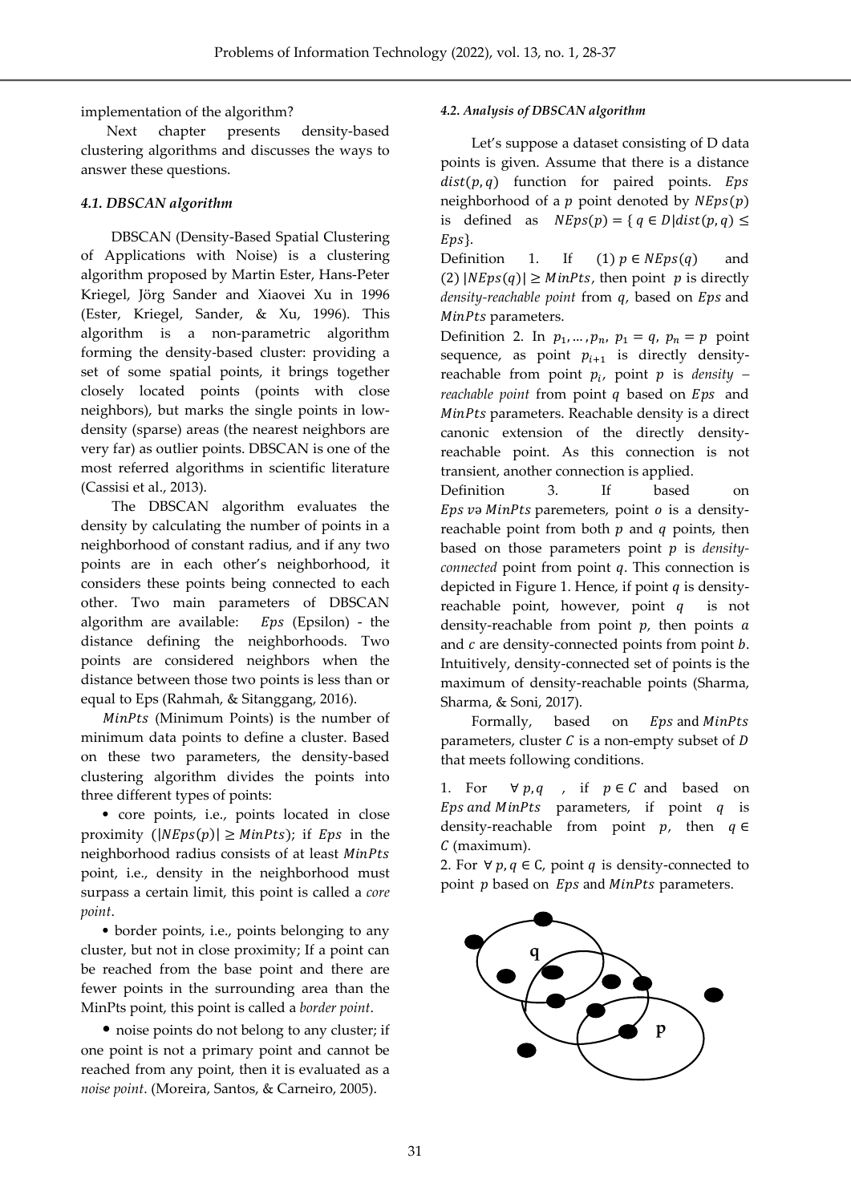implementation of the algorithm?

Next chapter presents density-based clustering algorithms and discusses the ways to answer these questions.

### *4.1. DBSCAN algorithm*

DBSCAN (Density-Based Spatial Clustering of Applications with Noise) is a clustering algorithm proposed by Martin Ester, Hans-Peter Kriegel, Jörg Sander and Xiaovei Xu in 1996 (Ester, Kriegel, Sander, & Xu, 1996). This algorithm is a non-parametric algorithm forming the density-based cluster: providing a set of some spatial points, it brings together closely located points (points with close neighbors), but marks the single points in low-density (sparse) areas (the nearest neighbors are very far) as outlier points. DBSCAN is one of the most referred algorithms in scientific literature (Cassisi et al., 2013).

The DBSCAN algorithm evaluates the density by calculating the number of points in a neighborhood of constant radius, and if any two points are in each other's neighborhood, it considers these points being connected to each other. Two main parameters of DBSCAN algorithm are available: $Eps$ (Epsilon) - the distance defining the neighborhoods. Two points are considered neighbors when the distance between those two points is less than or equal to Eps (Rahmah, & Sitanggang, 2016).

$MinPts$ (Minimum Points) is the number of minimum data points to define a cluster. Based on these two parameters, the density-based clustering algorithm divides the points into three different types of points:

- core points, i.e., points located in close proximity ($|NEps(p)| \geq MinPts$); if $Eps$ in the neighborhood radius consists of at least $MinPts$ point, i.e., density in the neighborhood must surpass a certain limit, this point is called a *core point*.
- border points, i.e., points belonging to any cluster, but not in close proximity; If a point can be reached from the base point and there are fewer points in the surrounding area than the MinPts point, this point is called a *border point*.
- noise points do not belong to any cluster; if one point is not a primary point and cannot be reached from any point, then it is evaluated as a *noise point*. (Moreira, Santos, & Carneiro, 2005).

### *4.2. Analysis of DBSCAN algorithm*

Let's suppose a dataset consisting of D data points is given. Assume that there is a distance $dist(p, q)$ function for paired points. $Eps$ neighborhood of a $p$ point denoted by $NEps(p)$ is defined as $NEps(p) = \{ q \in D | dist(p, q) \leq Eps\}$.

Definition 1. If (1) $p \in NEps(q)$ and (2) $|NEps(q)| \geq MinPts$, then point $p$ is directly *density-reachable point* from $q$, based on $Eps$ and $MinPts$ parameters.

Definition 2. In $p_1, \dots, p_n$, $p_1 = q$, $p_n = p$ point sequence, as point $p_{i+1}$ is directly density-reachable from point $p_i$, point $p$ is *density – reachable point* from point $q$ based on $Eps$ and $MinPts$ parameters. Reachable density is a direct canonic extension of the directly density-reachable point. As this connection is not transient, another connection is applied.

Definition 3. If based on $Eps$ və $MinPts$ paremeters, point $o$ is a density-reachable point from both $p$ and $q$ points, then based on those parameters point $p$ is *density-connected* point from point $q$. This connection is depicted in Figure 1. Hence, if point $q$ is density-reachable point, however, point $q$ is not density-reachable from point $p$, then points $a$ and $c$ are density-connected points from point $b$. Intuitively, density-connected set of points is the maximum of density-reachable points (Sharma, Sharma, & Soni, 2017).

Formally, based on $Eps$ and $MinPts$ parameters, cluster $C$ is a non-empty subset of $D$ that meets following conditions.

1. For $\forall p, q$ , if $p \in C$ and based on $Eps$ and $MinPts$ parameters, if point $q$ is density-reachable from point $p$, then $q \in C$ (maximum).
2. For $\forall p, q \in C$, point $q$ is density-connected to point $p$ based on $Eps$ and $MinPts$ parameters.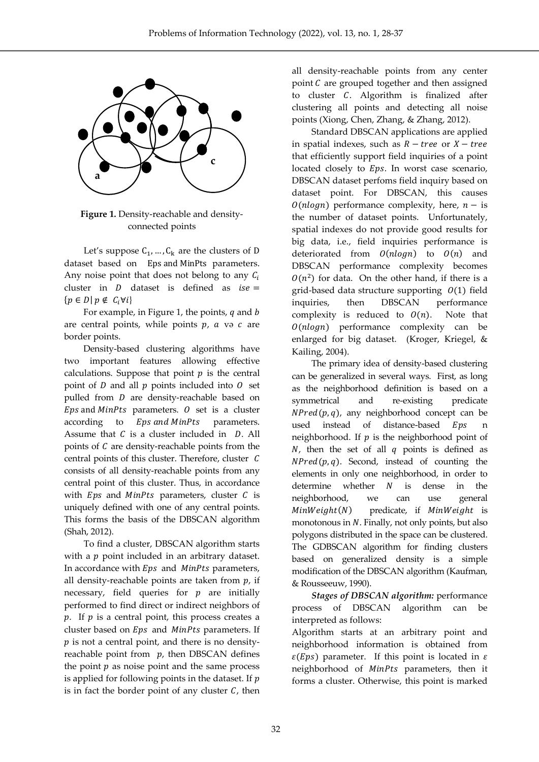**Figure 1.** Density-reachable and density-connected points

Let's suppose $C_1, \ldots, C_k$ are the clusters of D dataset based on Eps and MinPts parameters. Any noise point that does not belong to any $C_i$ cluster in $D$ dataset is defined as $ise = \{p \in D | p \notin C_i \forall i\}$

For example, in Figure 1, the points, $q$ and $b$ are central points, while points $p$, $a$ və $c$ are border points.

Density-based clustering algorithms have two important features allowing effective calculations. Suppose that point $p$ is the central point of $D$ and all $p$ points included into $O$ set pulled from $D$ are density-reachable based on $Eps$ and $MinPts$ parameters. $O$ set is a cluster according to $Eps$ and $MinPts$ parameters. Assume that $C$ is a cluster included in $D$. All points of $C$ are density-reachable points from the central points of this cluster. Therefore, cluster $C$ consists of all density-reachable points from any central point of this cluster. Thus, in accordance with $Eps$ and $MinPts$ parameters, cluster $C$ is uniquely defined with one of any central points. This forms the basis of the DBSCAN algorithm (Shah, 2012).

To find a cluster, DBSCAN algorithm starts with a $p$ point included in an arbitrary dataset. In accordance with $Eps$ and $MinPts$ parameters, all density-reachable points are taken from $p$, if necessary, field queries for $p$ are initially performed to find direct or indirect neighbors of $p$. If $p$ is a central point, this process creates a cluster based on $Eps$ and $MinPts$ parameters. If $p$ is not a central point, and there is no density-reachable point from $p$, then DBSCAN defines the point $p$ as noise point and the same process is applied for following points in the dataset. If $p$ is in fact the border point of any cluster $C$, then all density-reachable points from any center point $C$ are grouped together and then assigned to cluster $C$. Algorithm is finalized after clustering all points and detecting all noise points (Xiong, Chen, Zhang, & Zhang, 2012).

Standard DBSCAN applications are applied in spatial indexes, such as $R-tree$ or $X-tree$ that efficiently support field inquiries of a point located closely to $Eps$. In worst case scenario, DBSCAN dataset perfoms field inquiry based on dataset point. For DBSCAN, this causes $O(nlogn)$ performance complexity, here, $n-$ is the number of dataset points. Unfortunately, spatial indexes do not provide good results for big data, i.e., field inquiries performance is deteriorated from $O(nlogn)$ to $O(n)$ and DBSCAN performance complexity becomes $O(n^2)$ for data. On the other hand, if there is a grid-based data structure supporting $O(1)$ field inquiries, then DBSCAN performance complexity is reduced to $O(n)$. Note that $O(nlogn)$ performance complexity can be enlarged for big dataset. (Kroger, Kriegel, & Kailing, 2004).

The primary idea of density-based clustering can be generalized in several ways. First, as long as the neighborhood definition is based on a symmetrical and re-existing predicate $NPred(p,q)$, any neighborhood concept can be used instead of distance-based $Eps$ n neighborhood. If $p$ is the neighborhood point of $N$, then the set of all $q$ points is defined as $NPred(p,q)$. Second, instead of counting the elements in only one neighborhood, in order to determine whether $N$ is dense in the neighborhood, we can use general $MinWeight(N)$ predicate, if $MinWeight$ is monotonous in $N$. Finally, not only points, but also polygons distributed in the space can be clustered. The GDBSCAN algorithm for finding clusters based on generalized density is a simple modification of the DBSCAN algorithm (Kaufman, & Rousseeuw, 1990).

***Stages of DBSCAN algorithm:*** performance process of DBSCAN algorithm can be interpreted as follows:

Algorithm starts at an arbitrary point and neighborhood information is obtained from $\varepsilon(Eps)$ parameter. If this point is located in $\varepsilon$ neighborhood of $MinPts$ parameters, then it forms a cluster. Otherwise, this point is marked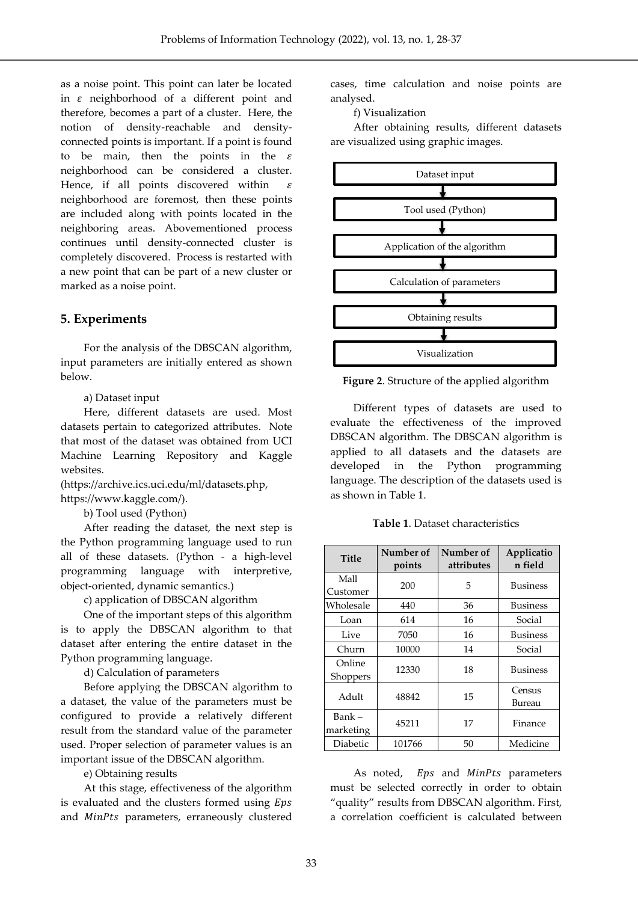as a noise point. This point can later be located in $\varepsilon$ neighborhood of a different point and therefore, becomes a part of a cluster. Here, the notion of density-reachable and density-connected points is important. If a point is found to be main, then the points in the $\varepsilon$ neighborhood can be considered a cluster. Hence, if all points discovered within $\varepsilon$ neighborhood are foremost, then these points are included along with points located in the neighboring areas. Abovementioned process continues until density-connected cluster is completely discovered. Process is restarted with a new point that can be part of a new cluster or marked as a noise point.

## 5. Experiments

For the analysis of the DBSCAN algorithm, input parameters are initially entered as shown below.

a) Dataset input

Here, different datasets are used. Most datasets pertain to categorized attributes. Note that most of the dataset was obtained from UCI Machine Learning Repository and Kaggle websites.
(https://archive.ics.uci.edu/ml/datasets.php, https://www.kaggle.com/).

b) Tool used (Python)

After reading the dataset, the next step is the Python programming language used to run all of these datasets. (Python - a high-level programming language with interpretive, object-oriented, dynamic semantics.)

c) application of DBSCAN algorithm

One of the important steps of this algorithm is to apply the DBSCAN algorithm to that dataset after entering the entire dataset in the Python programming language.

d) Calculation of parameters

Before applying the DBSCAN algorithm to a dataset, the value of the parameters must be configured to provide a relatively different result from the standard value of the parameter used. Proper selection of parameter values is an important issue of the DBSCAN algorithm.

e) Obtaining results

At this stage, effectiveness of the algorithm is evaluated and the clusters formed using $Eps$ and $MinPts$ parameters, erraneously clustered cases, time calculation and noise points are analysed.

f) Visualization

After obtaining results, different datasets are visualized using graphic images.

Dataset input → Tool used (Python) → Application of the algorithm → Calculation of parameters → Obtaining results → Visualization

**Figure 2**. Structure of the applied algorithm

Different types of datasets are used to evaluate the effectiveness of the improved DBSCAN algorithm. The DBSCAN algorithm is applied to all datasets and the datasets are developed in the Python programming language. The description of the datasets used is as shown in Table 1.

**Table 1**. Dataset characteristics

| Title | Number of points | Number of attributes | Application field |
|---|---|---|---|
| Mall Customer | 200 | 5 | Business |
| Wholesale | 440 | 36 | Business |
| Loan | 614 | 16 | Social |
| Live | 7050 | 16 | Business |
| Churn | 10000 | 14 | Social |
| Online Shoppers | 12330 | 18 | Business |
| Adult | 48842 | 15 | Census Bureau |
| Bank – marketing | 45211 | 17 | Finance |
| Diabetic | 101766 | 50 | Medicine |

As noted, $Eps$ and $MinPts$ parameters must be selected correctly in order to obtain "quality" results from DBSCAN algorithm. First, a correlation coefficient is calculated between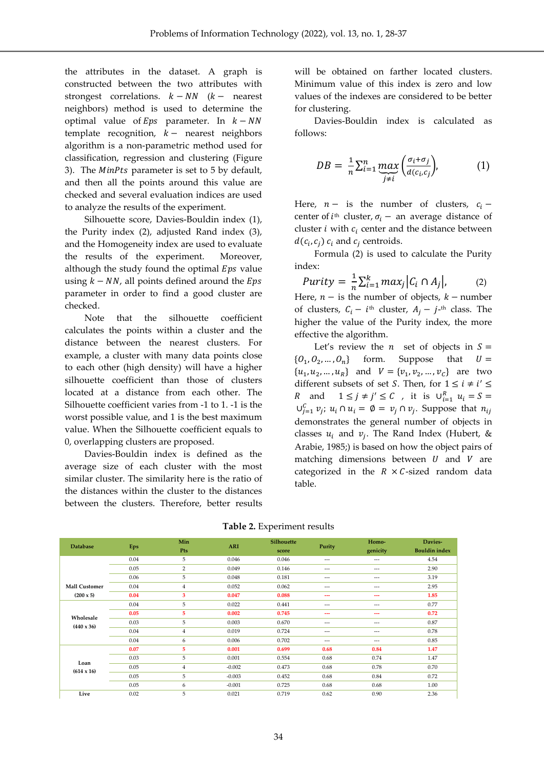the attributes in the dataset. A graph is constructed between the two attributes with strongest correlations. $k-NN$ ($k-$ nearest neighbors) method is used to determine the optimal value of $Eps$ parameter. In $k-NN$ template recognition, $k-$ nearest neighbors algorithm is a non-parametric method used for classification, regression and clustering (Figure 3). The $MinPts$ parameter is set to 5 by default, and then all the points around this value are checked and several evaluation indices are used to analyze the results of the experiment.

Silhouette score, Davies-Bouldin index (1), the Purity index (2), adjusted Rand index (3), and the Homogeneity index are used to evaluate the results of the experiment. Moreover, although the study found the optimal $Eps$ value using $k-NN$, all points defined around the $Eps$ parameter in order to find a good cluster are checked.

Note that the silhouette coefficient calculates the points within a cluster and the distance between the nearest clusters. For example, a cluster with many data points close to each other (high density) will have a higher silhouette coefficient than those of clusters located at a distance from each other. The Silhouette coefficient varies from -1 to 1. -1 is the worst possible value, and 1 is the best maximum value. When the Silhouette coefficient equals to 0, overlapping clusters are proposed.

Davies-Bouldin index is defined as the average size of each cluster with the most similar cluster. The similarity here is the ratio of the distances within the cluster to the distances between the clusters. Therefore, better results will be obtained on farther located clusters. Minimum value of this index is zero and low values of the indexes are considered to be better for clustering.

Davies-Bouldin index is calculated as follows:

$$DB = \frac{1}{n}\sum_{i=1}^{n} \underbrace{max}_{j\neq i}\left(\frac{\sigma_i+\sigma_j}{d(c_i,c_j)}\right), \qquad (1)$$

Here, $n-$ is the number of clusters, $c_i -$ center of $i^{th}$ cluster, $\sigma_i -$ an average distance of cluster $i$ with $c_i$ center and the distance between $d(c_i,c_j)$ $c_i$ and $c_j$ centroids.

Formula (2) is used to calculate the Purity index:

$$Purity = \frac{1}{n}\sum_{i=1}^{k} max_j\left|C_i \cap A_j\right|, \qquad (2)$$

Here, $n-$ is the number of objects, $k-$ number of clusters, $C_i - i^{th}$ cluster, $A_j - j$-$^{th}$ class. The higher the value of the Purity index, the more effective the algorithm.

Let's review the $n$ set of objects in $S = \{O_1, O_2, \dots, O_n\}$ form. Suppose that $U = \{u_1, u_2, \dots, u_R\}$ and $V = \{v_1, v_2, \dots, v_C\}$ are two different subsets of set $S$. Then, for $1 \le i \ne i' \le R$ and $1 \le j \ne j' \le C$, it is $\cup_{i=1}^{R} u_i = S = \cup_{j=1}^{C} v_j$; $u_i \cap u_i = \emptyset = v_j \cap v_j$. Suppose that $n_{ij}$ demonstrates the general number of objects in classes $u_i$ and $v_j$. The Rand Index (Hubert, & Arabie, 1985;) is based on how the object pairs of matching dimensions between $U$ and $V$ are categorized in the $R \times C$-sized random data table.

**Table 2.** Experiment results

| Database | Eps | Min Pts | ARI | Silhouette score | Purity | Homo-genicity | Davies-Bouldin index |
|---|---|---|---|---|---|---|---|
| Mall Customer (200 x 5) | 0.04 | 5 | 0.046 | 0.046 | --- | --- | 4.54 |
| | 0.05 | 2 | 0.049 | 0.146 | --- | --- | 2.90 |
| | 0.06 | 5 | 0.048 | 0.181 | --- | --- | 3.19 |
| | 0.04 | 4 | 0.052 | 0.062 | --- | --- | 2.95 |
| | 0.04 | 3 | 0.047 | 0.088 | --- | --- | 1.85 |
| Wholesale (440 x 36) | 0.04 | 5 | 0.022 | 0.441 | --- | --- | 0.77 |
| | 0.05 | 5 | 0.002 | 0.745 | --- | --- | 0.72 |
| | 0.03 | 5 | 0.003 | 0.670 | --- | --- | 0.87 |
| | 0.04 | 4 | 0.019 | 0.724 | --- | --- | 0.78 |
| | 0.04 | 6 | 0.006 | 0.702 | --- | --- | 0.85 |
| Loan (614 x 16) | 0.07 | 5 | 0.001 | 0.699 | 0.68 | 0.84 | 1.47 |
| | 0.03 | 5 | 0.001 | 0.554 | 0.68 | 0.74 | 1.47 |
| | 0.05 | 4 | -0.002 | 0.473 | 0.68 | 0.78 | 0.70 |
| | 0.05 | 5 | -0.003 | 0.452 | 0.68 | 0.84 | 0.72 |
| | 0.05 | 6 | -0.001 | 0.725 | 0.68 | 0.68 | 1.00 |
| Live | 0.02 | 5 | 0.021 | 0.719 | 0.62 | 0.90 | 2.36 |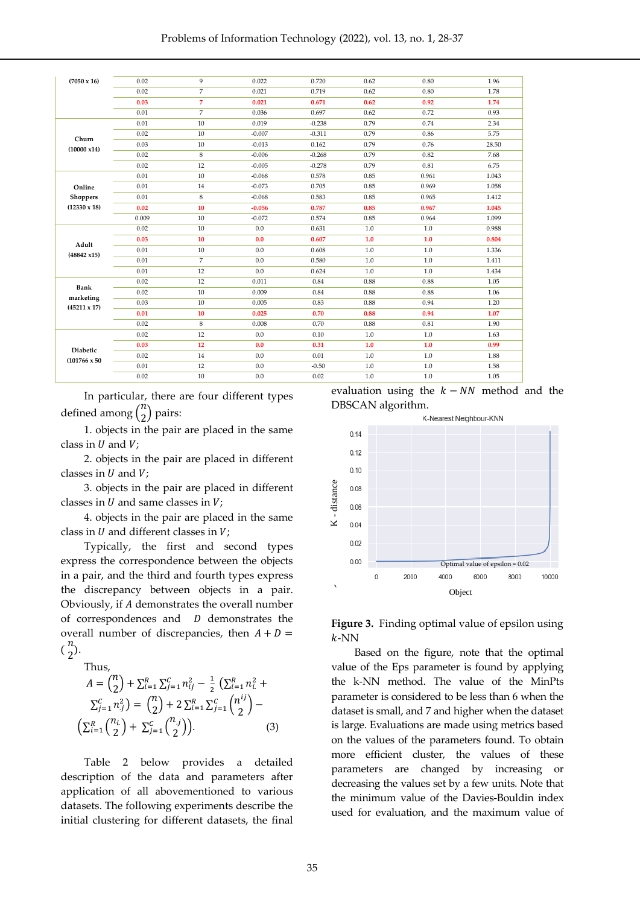| (7050 x 16) | 0.02 | 9 | 0.022 | 0.720 | 0.62 | 0.80 | 1.96 |
|---|---|---|---|---|---|---|---|
| | 0.02 | 7 | 0.021 | 0.719 | 0.62 | 0.80 | 1.78 |
| | **0.03** | **7** | **0.021** | **0.671** | **0.62** | **0.92** | **1.74** |
| | 0.01 | 7 | 0.036 | 0.697 | 0.62 | 0.72 | 0.93 |
| Churn (10000 x14) | 0.01 | 10 | 0.019 | -0.238 | 0.79 | 0.74 | 2.34 |
| | 0.02 | 10 | -0.007 | -0.311 | 0.79 | 0.86 | 5.75 |
| | 0.03 | 10 | -0.013 | 0.162 | 0.79 | 0.76 | 28.50 |
| | 0.02 | 8 | -0.006 | -0.268 | 0.79 | 0.82 | 7.68 |
| | 0.02 | 12 | -0.005 | -0.278 | 0.79 | 0.81 | 6.75 |
| Online Shoppers (12330 x 18) | 0.01 | 10 | -0.068 | 0.578 | 0.85 | 0.961 | 1.043 |
| | 0.01 | 14 | -0.073 | 0.705 | 0.85 | 0.969 | 1.058 |
| | 0.01 | 8 | -0.068 | 0.583 | 0.85 | 0.965 | 1.412 |
| | **0.02** | **10** | **-0.056** | **0.787** | **0.85** | **0.967** | **1.045** |
| | 0.009 | 10 | -0.072 | 0.574 | 0.85 | 0.964 | 1.099 |
| Adult (48842 x15) | 0.02 | 10 | 0.0 | 0.631 | 1.0 | 1.0 | 0.988 |
| | **0.03** | **10** | **0.0** | **0.607** | **1.0** | **1.0** | **0.804** |
| | 0.01 | 10 | 0.0 | 0.608 | 1.0 | 1.0 | 1.336 |
| | 0.01 | 7 | 0.0 | 0.580 | 1.0 | 1.0 | 1.411 |
| | 0.01 | 12 | 0.0 | 0.624 | 1.0 | 1.0 | 1.434 |
| Bank marketing (45211 x 17) | 0.02 | 12 | 0.011 | 0.84 | 0.88 | 0.88 | 1.05 |
| | 0.02 | 10 | 0.009 | 0.84 | 0.88 | 0.88 | 1.06 |
| | 0.03 | 10 | 0.005 | 0.83 | 0.88 | 0.94 | 1.20 |
| | **0.01** | **10** | **0.025** | **0.70** | **0.88** | **0.94** | **1.07** |
| | 0.02 | 8 | 0.008 | 0.70 | 0.88 | 0.81 | 1.90 |
| Diabetic (101766 x 50 | 0.02 | 12 | 0.0 | 0.10 | 1.0 | 1.0 | 1.63 |
| | **0.03** | **12** | **0.0** | **0.31** | **1.0** | **1.0** | **0.99** |
| | 0.02 | 14 | 0.0 | 0.01 | 1.0 | 1.0 | 1.88 |
| | 0.01 | 12 | 0.0 | -0.50 | 1.0 | 1.0 | 1.58 |
| | 0.02 | 10 | 0.0 | 0.02 | 1.0 | 1.0 | 1.05 |

In particular, there are four different types defined among $\binom{n}{2}$ pairs:

1. objects in the pair are placed in the same class in $U$ and $V$;
2. objects in the pair are placed in different classes in $U$ and $V$;
3. objects in the pair are placed in different classes in $U$ and same classes in $V$;
4. objects in the pair are placed in the same class in $U$ and different classes in $V$;

Typically, the first and second types express the correspondence between the objects in a pair, and the third and fourth types express the discrepancy between objects in a pair. Obviously, if $A$ demonstrates the overall number of correspondences and $D$ demonstrates the overall number of discrepancies, then $A + D = \binom{n}{2}$.

Thus,

$$A = \binom{n}{2} + \sum_{i=1}^{R}\sum_{j=1}^{C} n_{ij}^2 - \frac{1}{2}\left(\sum_{i=1}^{R} n_{i.}^2 + \sum_{j=1}^{C} n_{.j}^2\right) = \binom{n}{2} + 2\sum_{i=1}^{R}\sum_{j=1}^{C}\binom{n^{ij}}{2} - \left(\sum_{i=1}^{R}\binom{n_{i.}}{2} + \sum_{j=1}^{C}\binom{n_{.j}}{2}\right). \quad (3)$$

Table 2 below provides a detailed description of the data and parameters after application of all abovementioned to various datasets. The following experiments describe the initial clustering for different datasets, the final evaluation using the $k-NN$ method and the DBSCAN algorithm.

**Figure 3.** Finding optimal value of epsilon using $k$-NN

Based on the figure, note that the optimal value of the Eps parameter is found by applying the k-NN method. The value of the MinPts parameter is considered to be less than 6 when the dataset is small, and 7 and higher when the dataset is large. Evaluations are made using metrics based on the values of the parameters found. To obtain more efficient cluster, the values of these parameters are changed by increasing or decreasing the values set by a few units. Note that the minimum value of the Davies-Bouldin index used for evaluation, and the maximum value of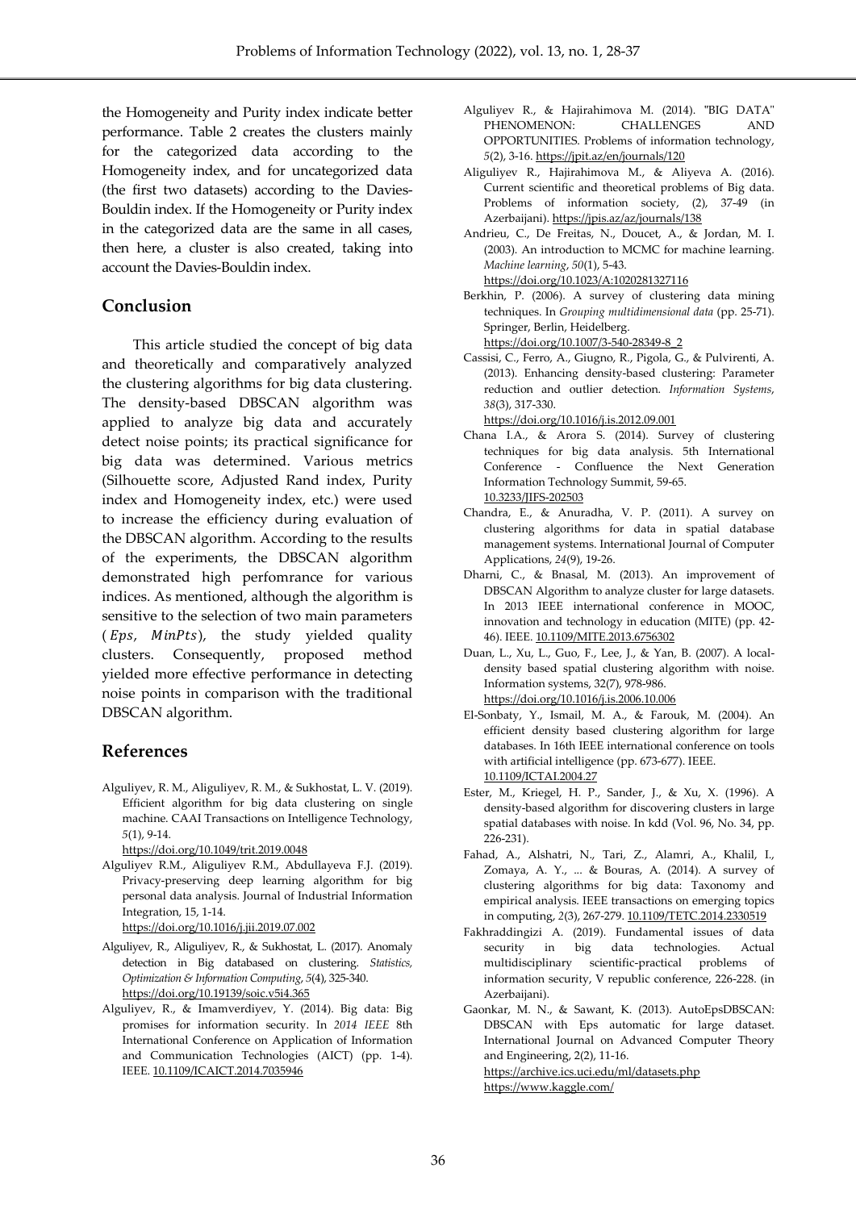the Homogeneity and Purity index indicate better performance. Table 2 creates the clusters mainly for the categorized data according to the Homogeneity index, and for uncategorized data (the first two datasets) according to the Davies-Bouldin index. If the Homogeneity or Purity index in the categorized data are the same in all cases, then here, a cluster is also created, taking into account the Davies-Bouldin index.

## Conclusion

This article studied the concept of big data and theoretically and comparatively analyzed the clustering algorithms for big data clustering. The density-based DBSCAN algorithm was applied to analyze big data and accurately detect noise points; its practical significance for big data was determined. Various metrics (Silhouette score, Adjusted Rand index, Purity index and Homogeneity index, etc.) were used to increase the efficiency during evaluation of the DBSCAN algorithm. According to the results of the experiments, the DBSCAN algorithm demonstrated high perfomrance for various indices. As mentioned, although the algorithm is sensitive to the selection of two main parameters ($Eps$, $MinPts$), the study yielded quality clusters. Consequently, proposed method yielded more effective performance in detecting noise points in comparison with the traditional DBSCAN algorithm.

## References

Alguliyev, R. M., Aliguliyev, R. M., & Sukhostat, L. V. (2019). Efficient algorithm for big data clustering on single machine. CAAI Transactions on Intelligence Technology, *5*(1), 9-14. https://doi.org/10.1049/trit.2019.0048

Alguliyev R.M., Aliguliyev R.M., Abdullayeva F.J. (2019). Privacy-preserving deep learning algorithm for big personal data analysis. Journal of Industrial Information Integration, 15, 1-14. https://doi.org/10.1016/j.jii.2019.07.002

Alguliyev, R., Aliguliyev, R., & Sukhostat, L. (2017). Anomaly detection in Big databased on clustering. *Statistics, Optimization & Information Computing*, *5*(4), 325-340. https://doi.org/10.19139/soic.v5i4.365

Alguliyev, R., & Imamverdiyev, Y. (2014). Big data: Big promises for information security. In *2014 IEEE* 8th International Conference on Application of Information and Communication Technologies (AICT) (pp. 1-4). IEEE. 10.1109/ICAICT.2014.7035946

Alguliyev R., & Hajirahimova M. (2014). "BIG DATA" PHENOMENON: CHALLENGES AND OPPORTUNITIES. Problems of information technology, *5*(2), 3-16. https://jpit.az/en/journals/120

Aliguliyev R., Hajirahimova M., & Aliyeva A. (2016). Current scientific and theoretical problems of Big data. Problems of information society, (2), 37-49 (in Azerbaijani). https://jpis.az/az/journals/138

Andrieu, C., De Freitas, N., Doucet, A., & Jordan, M. I. (2003). An introduction to MCMC for machine learning. *Machine learning*, *50*(1), 5-43. https://doi.org/10.1023/A:1020281327116

Berkhin, P. (2006). A survey of clustering data mining techniques. In *Grouping multidimensional data* (pp. 25-71). Springer, Berlin, Heidelberg. https://doi.org/10.1007/3-540-28349-8_2

Cassisi, C., Ferro, A., Giugno, R., Pigola, G., & Pulvirenti, A. (2013). Enhancing density-based clustering: Parameter reduction and outlier detection. *Information Systems*, *38*(3), 317-330. https://doi.org/10.1016/j.is.2012.09.001

Chana I.A., & Arora S. (2014). Survey of clustering techniques for big data analysis. 5th International Conference - Confluence the Next Generation Information Technology Summit, 59-65. 10.3233/JIFS-202503

Chandra, E., & Anuradha, V. P. (2011). A survey on clustering algorithms for data in spatial database management systems. International Journal of Computer Applications, *24*(9), 19-26.

Dharni, C., & Bnasal, M. (2013). An improvement of DBSCAN Algorithm to analyze cluster for large datasets. In 2013 IEEE international conference in MOOC, innovation and technology in education (MITE) (pp. 42-46). IEEE. 10.1109/MITE.2013.6756302

Duan, L., Xu, L., Guo, F., Lee, J., & Yan, B. (2007). A local-density based spatial clustering algorithm with noise. Information systems, 32(7), 978-986. https://doi.org/10.1016/j.is.2006.10.006

El-Sonbaty, Y., Ismail, M. A., & Farouk, M. (2004). An efficient density based clustering algorithm for large databases. In 16th IEEE international conference on tools with artificial intelligence (pp. 673-677). IEEE. 10.1109/ICTAI.2004.27

Ester, M., Kriegel, H. P., Sander, J., & Xu, X. (1996). A density-based algorithm for discovering clusters in large spatial databases with noise. In kdd (Vol. 96, No. 34, pp. 226-231).

Fahad, A., Alshatri, N., Tari, Z., Alamri, A., Khalil, I., Zomaya, A. Y., ... & Bouras, A. (2014). A survey of clustering algorithms for big data: Taxonomy and empirical analysis. IEEE transactions on emerging topics in computing, *2*(3), 267-279. 10.1109/TETC.2014.2330519

Fakhraddingizi A. (2019). Fundamental issues of data security in big data technologies. Actual multidisciplinary scientific-practical problems of information security, V republic conference, 226-228. (in Azerbaijani).

Gaonkar, M. N., & Sawant, K. (2013). AutoEpsDBSCAN: DBSCAN with Eps automatic for large dataset. International Journal on Advanced Computer Theory and Engineering, 2(2), 11-16.

https://archive.ics.uci.edu/ml/datasets.php

https://www.kaggle.com/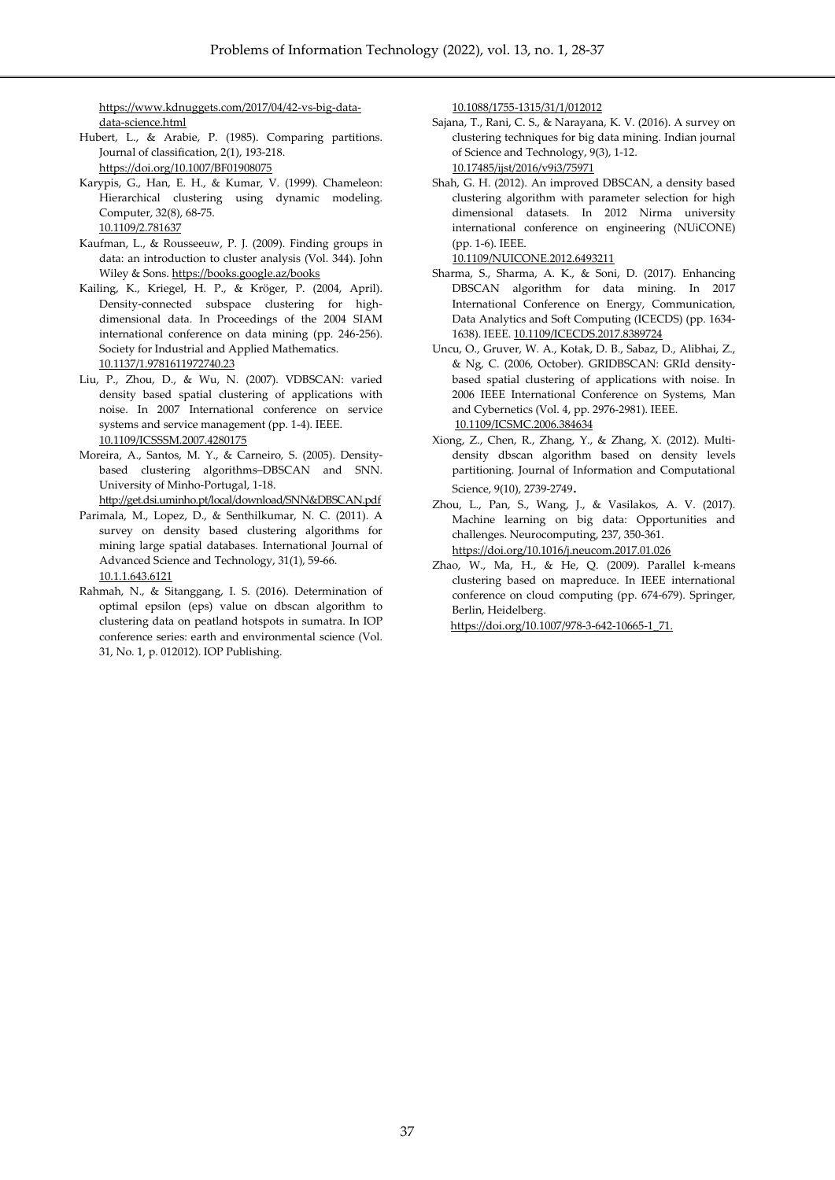https://www.kdnuggets.com/2017/04/42-vs-big-data-data-science.html

Hubert, L., & Arabie, P. (1985). Comparing partitions. Journal of classification, 2(1), 193-218. https://doi.org/10.1007/BF01908075

Karypis, G., Han, E. H., & Kumar, V. (1999). Chameleon: Hierarchical clustering using dynamic modeling. Computer, 32(8), 68-75. 10.1109/2.781637

Kaufman, L., & Rousseeuw, P. J. (2009). Finding groups in data: an introduction to cluster analysis (Vol. 344). John Wiley & Sons. https://books.google.az/books

Kailing, K., Kriegel, H. P., & Kröger, P. (2004, April). Density-connected subspace clustering for high-dimensional data. In Proceedings of the 2004 SIAM international conference on data mining (pp. 246-256). Society for Industrial and Applied Mathematics. 10.1137/1.9781611972740.23

Liu, P., Zhou, D., & Wu, N. (2007). VDBSCAN: varied density based spatial clustering of applications with noise. In 2007 International conference on service systems and service management (pp. 1-4). IEEE. 10.1109/ICSSSM.2007.4280175

Moreira, A., Santos, M. Y., & Carneiro, S. (2005). Density-based clustering algorithms–DBSCAN and SNN. University of Minho-Portugal, 1-18. http://get.dsi.uminho.pt/local/download/SNN&DBSCAN.pdf

Parimala, M., Lopez, D., & Senthilkumar, N. C. (2011). A survey on density based clustering algorithms for mining large spatial databases. International Journal of Advanced Science and Technology, 31(1), 59-66. 10.1.1.643.6121

Rahmah, N., & Sitanggang, I. S. (2016). Determination of optimal epsilon (eps) value on dbscan algorithm to clustering data on peatland hotspots in sumatra. In IOP conference series: earth and environmental science (Vol. 31, No. 1, p. 012012). IOP Publishing. 10.1088/1755-1315/31/1/012012

Sajana, T., Rani, C. S., & Narayana, K. V. (2016). A survey on clustering techniques for big data mining. Indian journal of Science and Technology, 9(3), 1-12. 10.17485/ijst/2016/v9i3/75971

Shah, G. H. (2012). An improved DBSCAN, a density based clustering algorithm with parameter selection for high dimensional datasets. In 2012 Nirma university international conference on engineering (NUiCONE) (pp. 1-6). IEEE. 10.1109/NUICONE.2012.6493211

Sharma, S., Sharma, A. K., & Soni, D. (2017). Enhancing DBSCAN algorithm for data mining. In 2017 International Conference on Energy, Communication, Data Analytics and Soft Computing (ICECDS) (pp. 1634-1638). IEEE. 10.1109/ICECDS.2017.8389724

Uncu, O., Gruver, W. A., Kotak, D. B., Sabaz, D., Alibhai, Z., & Ng, C. (2006, October). GRIDBSCAN: GRId density-based spatial clustering of applications with noise. In 2006 IEEE International Conference on Systems, Man and Cybernetics (Vol. 4, pp. 2976-2981). IEEE. 10.1109/ICSMC.2006.384634

Xiong, Z., Chen, R., Zhang, Y., & Zhang, X. (2012). Multi-density dbscan algorithm based on density levels partitioning. Journal of Information and Computational Science, 9(10), 2739-2749.

Zhou, L., Pan, S., Wang, J., & Vasilakos, A. V. (2017). Machine learning on big data: Opportunities and challenges. Neurocomputing, 237, 350-361. https://doi.org/10.1016/j.neucom.2017.01.026

Zhao, W., Ma, H., & He, Q. (2009). Parallel k-means clustering based on mapreduce. In IEEE international conference on cloud computing (pp. 674-679). Springer, Berlin, Heidelberg. https://doi.org/10.1007/978-3-642-10665-1_71.